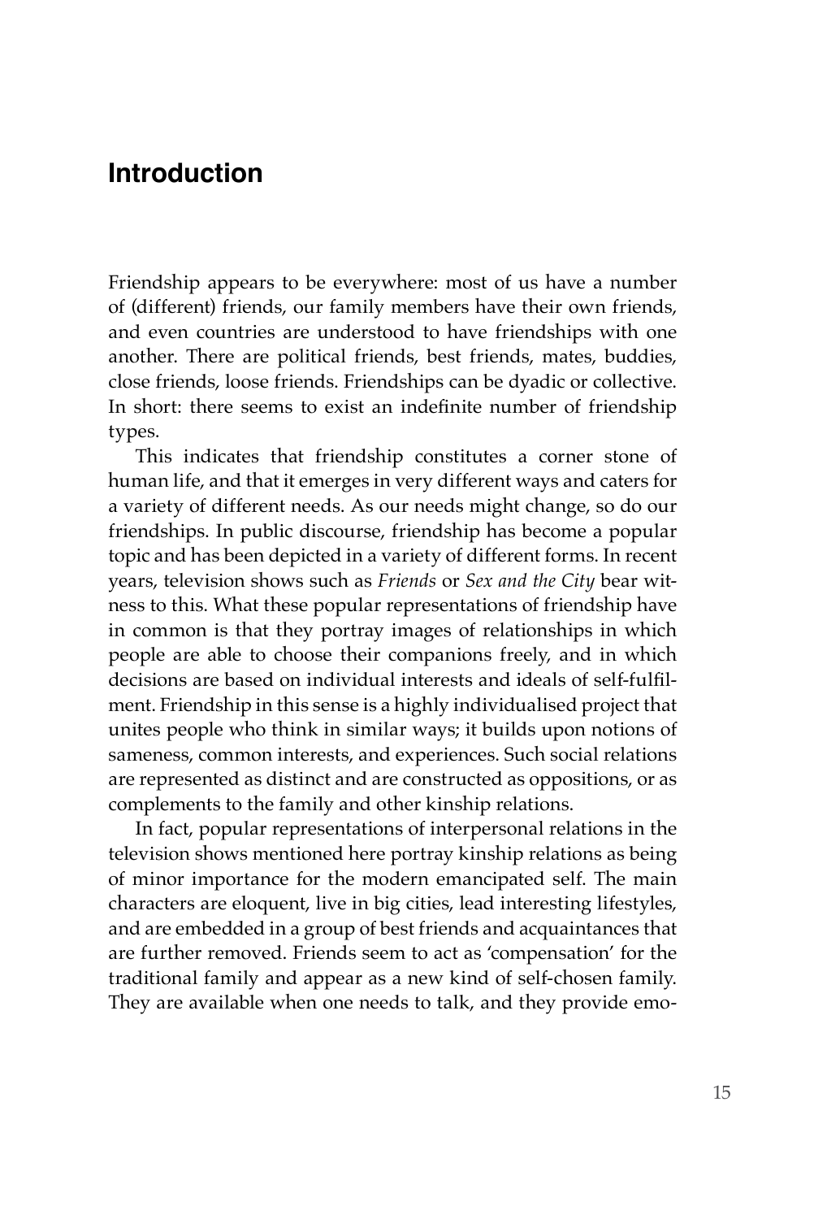# Introduction

Friendship appears to be everywhere: most of us have a number of (different) friends, our family members have their own friends, and even countries are understood to have friendships with one another. There are political friends, best friends, mates, buddies, close friends, loose friends. Friendships can be dyadic or collective. In short: there seems to exist an indefinite number of friendship types.

This indicates that friendship constitutes a corner stone of human life, and that it emerges in very different ways and caters for a variety of different needs. As our needs might change, so do our friendships. In public discourse, friendship has become a popular topic and has been depicted in a variety of different forms. In recent years, television shows such as *Friends* or *Sex and the City* bear witness to this. What these popular representations of friendship have in common is that they portray images of relationships in which people are able to choose their companions freely, and in which decisions are based on individual interests and ideals of self-fulfilment. Friendship in this sense is a highly individualised project that unites people who think in similar ways; it builds upon notions of sameness, common interests, and experiences. Such social relations are represented as distinct and are constructed as oppositions, or as complements to the family and other kinship relations.

In fact, popular representations of interpersonal relations in the television shows mentioned here portray kinship relations as being of minor importance for the modern emancipated self. The main characters are eloquent, live in big cities, lead interesting lifestyles, and are embedded in a group of best friends and acquaintances that are further removed. Friends seem to act as 'compensation' for the traditional family and appear as a new kind of self-chosen family. They are available when one needs to talk, and they provide emo-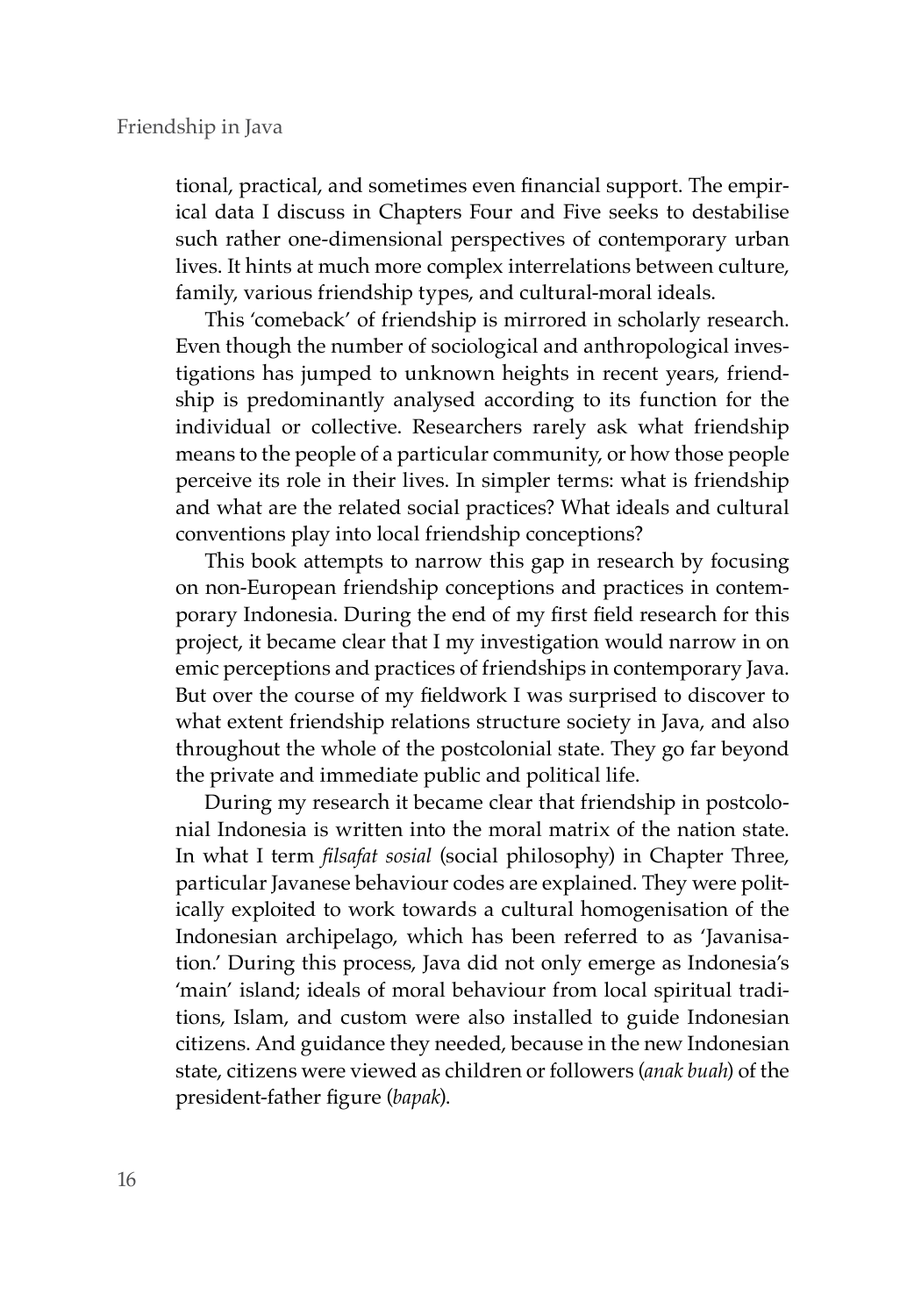tional, practical, and sometimes even financial support. The empirical data I discuss in Chapters Four and Five seeks to destabilise such rather one-dimensional perspectives of contemporary urban lives. It hints at much more complex interrelations between culture, family, various friendship types, and cultural-moral ideals.

This 'comeback' of friendship is mirrored in scholarly research. Even though the number of sociological and anthropological investigations has jumped to unknown heights in recent years, friendship is predominantly analysed according to its function for the individual or collective. Researchers rarely ask what friendship means to the people of a particular community, or how those people perceive its role in their lives. In simpler terms: what is friendship and what are the related social practices? What ideals and cultural conventions play into local friendship conceptions?

This book attempts to narrow this gap in research by focusing on non-European friendship conceptions and practices in contemporary Indonesia. During the end of my first field research for this project, it became clear that I my investigation would narrow in on emic perceptions and practices of friendships in contemporary Java. But over the course of my fieldwork I was surprised to discover to what extent friendship relations structure society in Java, and also throughout the whole of the postcolonial state. They go far beyond the private and immediate public and political life.

During my research it became clear that friendship in postcolonial Indonesia is written into the moral matrix of the nation state. In what I term *filsafat sosial* (social philosophy) in Chapter Three, particular Javanese behaviour codes are explained. They were politically exploited to work towards a cultural homogenisation of the Indonesian archipelago, which has been referred to as 'Javanisation.' During this process, Java did not only emerge as Indonesia's 'main' island; ideals of moral behaviour from local spiritual traditions, Islam, and custom were also installed to guide Indonesian citizens. And guidance they needed, because in the new Indonesian state, citizens were viewed as children or followers (*anak buah*) of the president-father figure (*bapak*).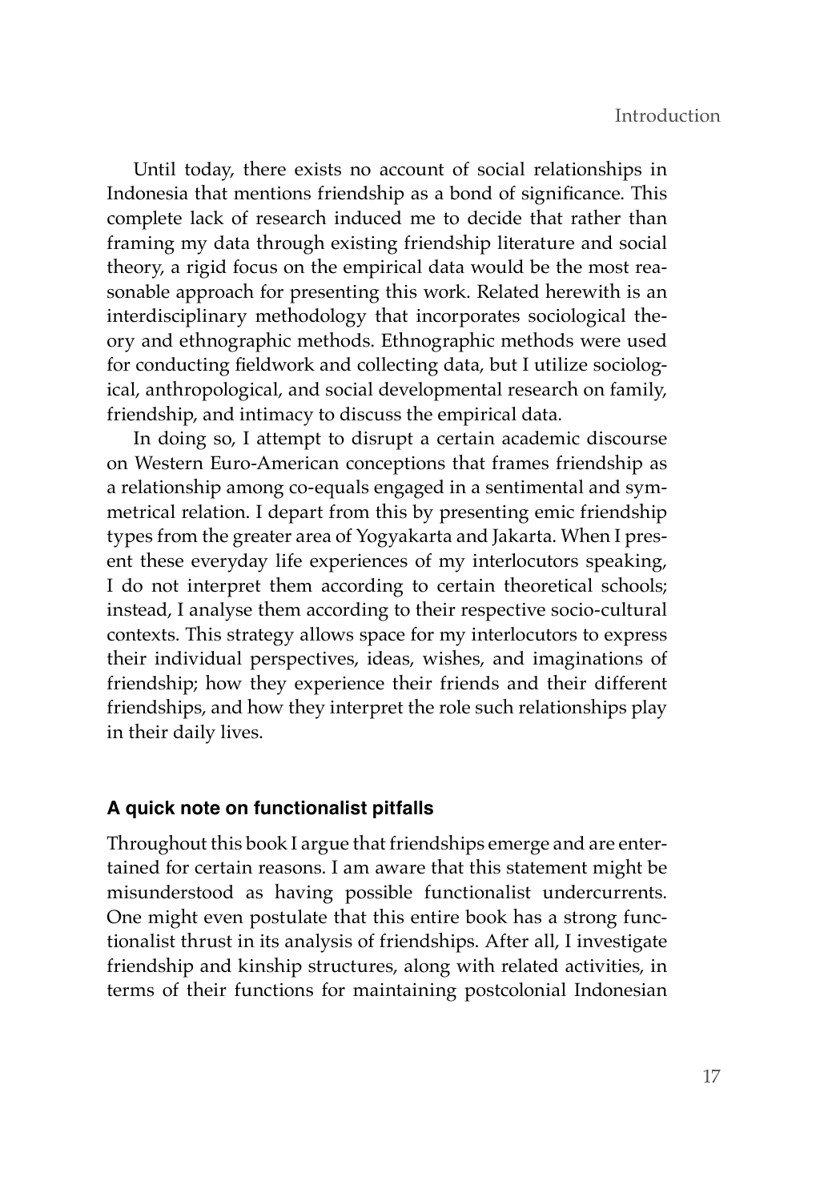Until today, there exists no account of social relationships in Indonesia that mentions friendship as a bond of significance. This complete lack of research induced me to decide that rather than framing my data through existing friendship literature and social theory, a rigid focus on the empirical data would be the most reasonable approach for presenting this work. Related herewith is an interdisciplinary methodology that incorporates sociological theory and ethnographic methods. Ethnographic methods were used for conducting fieldwork and collecting data, but I utilize sociological, anthropological, and social developmental research on family, friendship, and intimacy to discuss the empirical data.

In doing so, I attempt to disrupt a certain academic discourse on Western Euro-American conceptions that frames friendship as a relationship among co-equals engaged in a sentimental and symmetrical relation. I depart from this by presenting emic friendship types from the greater area of Yogyakarta and Jakarta. When I present these everyday life experiences of my interlocutors speaking, I do not interpret them according to certain theoretical schools; instead, I analyse them according to their respective socio-cultural contexts. This strategy allows space for my interlocutors to express their individual perspectives, ideas, wishes, and imaginations of friendship; how they experience their friends and their different friendships, and how they interpret the role such relationships play in their daily lives.

### A quick note on functionalist pitfalls

Throughout this book I argue that friendships emerge and are entertained for certain reasons. I am aware that this statement might be misunderstood as having possible functionalist undercurrents. One might even postulate that this entire book has a strong functionalist thrust in its analysis of friendships. After all, I investigate friendship and kinship structures, along with related activities, in terms of their functions for maintaining postcolonial Indonesian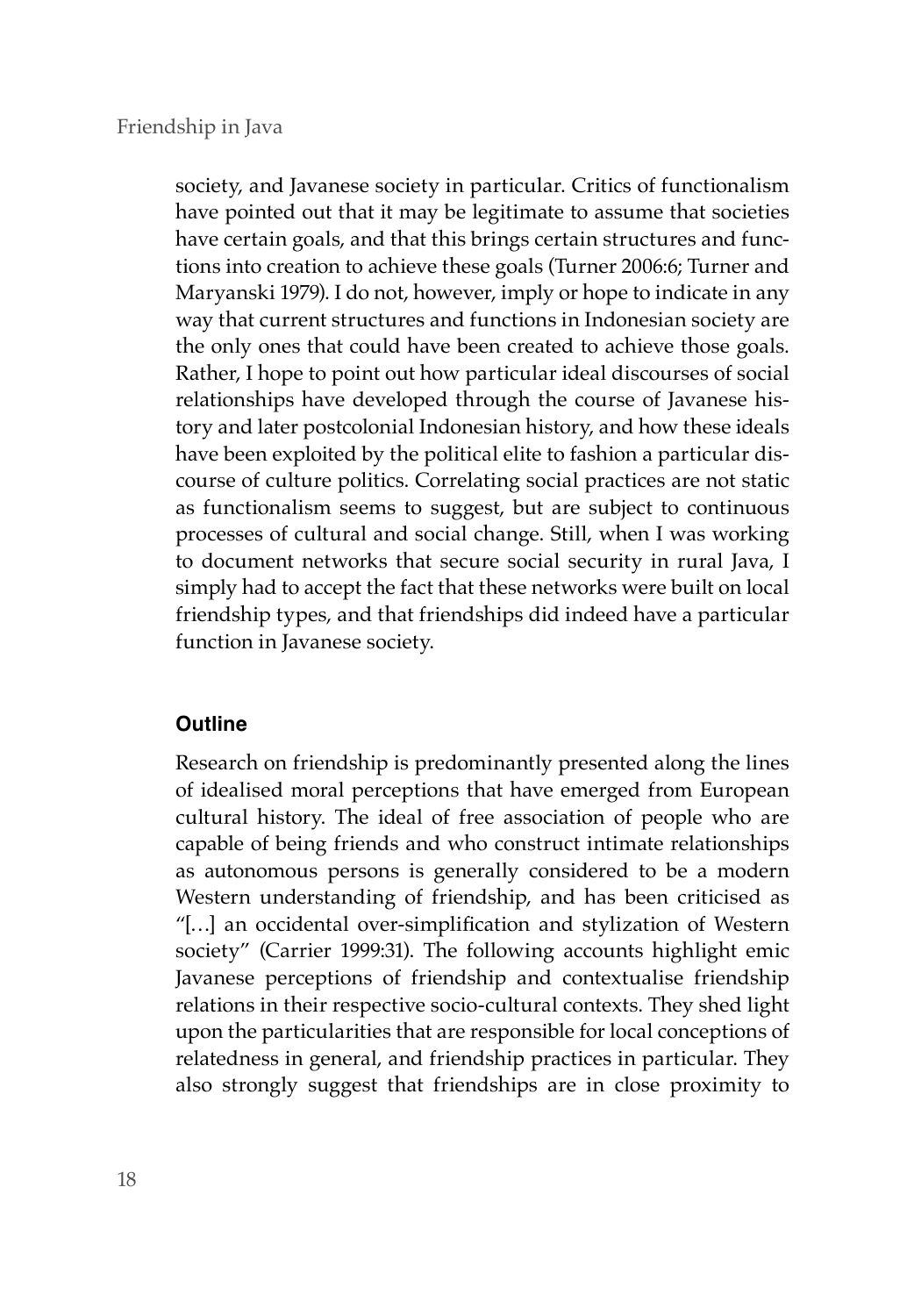society, and Javanese society in particular. Critics of functionalism have pointed out that it may be legitimate to assume that societies have certain goals, and that this brings certain structures and functions into creation to achieve these goals (Turner 2006:6; Turner and Maryanski 1979). I do not, however, imply or hope to indicate in any way that current structures and functions in Indonesian society are the only ones that could have been created to achieve those goals. Rather, I hope to point out how particular ideal discourses of social relationships have developed through the course of Javanese history and later postcolonial Indonesian history, and how these ideals have been exploited by the political elite to fashion a particular discourse of culture politics. Correlating social practices are not static as functionalism seems to suggest, but are subject to continuous processes of cultural and social change. Still, when I was working to document networks that secure social security in rural Java, I simply had to accept the fact that these networks were built on local friendship types, and that friendships did indeed have a particular function in Javanese society.

## Outline

Research on friendship is predominantly presented along the lines of idealised moral perceptions that have emerged from European cultural history. The ideal of free association of people who are capable of being friends and who construct intimate relationships as autonomous persons is generally considered to be a modern Western understanding of friendship, and has been criticised as "[…] an occidental over-simplification and stylization of Western society" (Carrier 1999:31). The following accounts highlight emic Javanese perceptions of friendship and contextualise friendship relations in their respective socio-cultural contexts. They shed light upon the particularities that are responsible for local conceptions of relatedness in general, and friendship practices in particular. They also strongly suggest that friendships are in close proximity to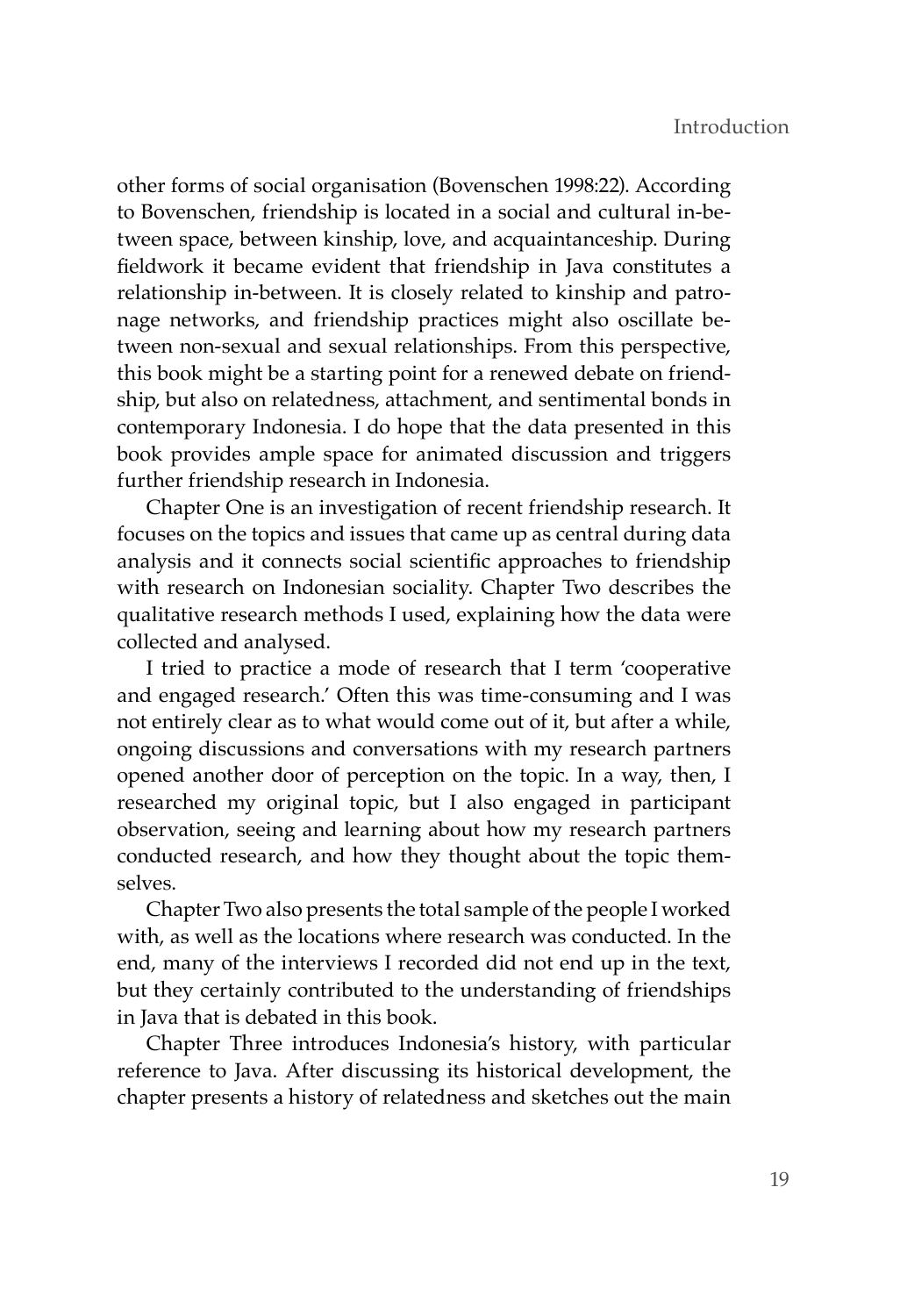other forms of social organisation (Bovenschen 1998:22). According to Bovenschen, friendship is located in a social and cultural in-between space, between kinship, love, and acquaintanceship. During fieldwork it became evident that friendship in Java constitutes a relationship in-between. It is closely related to kinship and patronage networks, and friendship practices might also oscillate between non-sexual and sexual relationships. From this perspective, this book might be a starting point for a renewed debate on friendship, but also on relatedness, attachment, and sentimental bonds in contemporary Indonesia. I do hope that the data presented in this book provides ample space for animated discussion and triggers further friendship research in Indonesia.

Chapter One is an investigation of recent friendship research. It focuses on the topics and issues that came up as central during data analysis and it connects social scientific approaches to friendship with research on Indonesian sociality. Chapter Two describes the qualitative research methods I used, explaining how the data were collected and analysed.

I tried to practice a mode of research that I term 'cooperative and engaged research.' Often this was time-consuming and I was not entirely clear as to what would come out of it, but after a while, ongoing discussions and conversations with my research partners opened another door of perception on the topic. In a way, then, I researched my original topic, but I also engaged in participant observation, seeing and learning about how my research partners conducted research, and how they thought about the topic themselves.

Chapter Two also presents the total sample of the people I worked with, as well as the locations where research was conducted. In the end, many of the interviews I recorded did not end up in the text, but they certainly contributed to the understanding of friendships in Java that is debated in this book.

Chapter Three introduces Indonesia's history, with particular reference to Java. After discussing its historical development, the chapter presents a history of relatedness and sketches out the main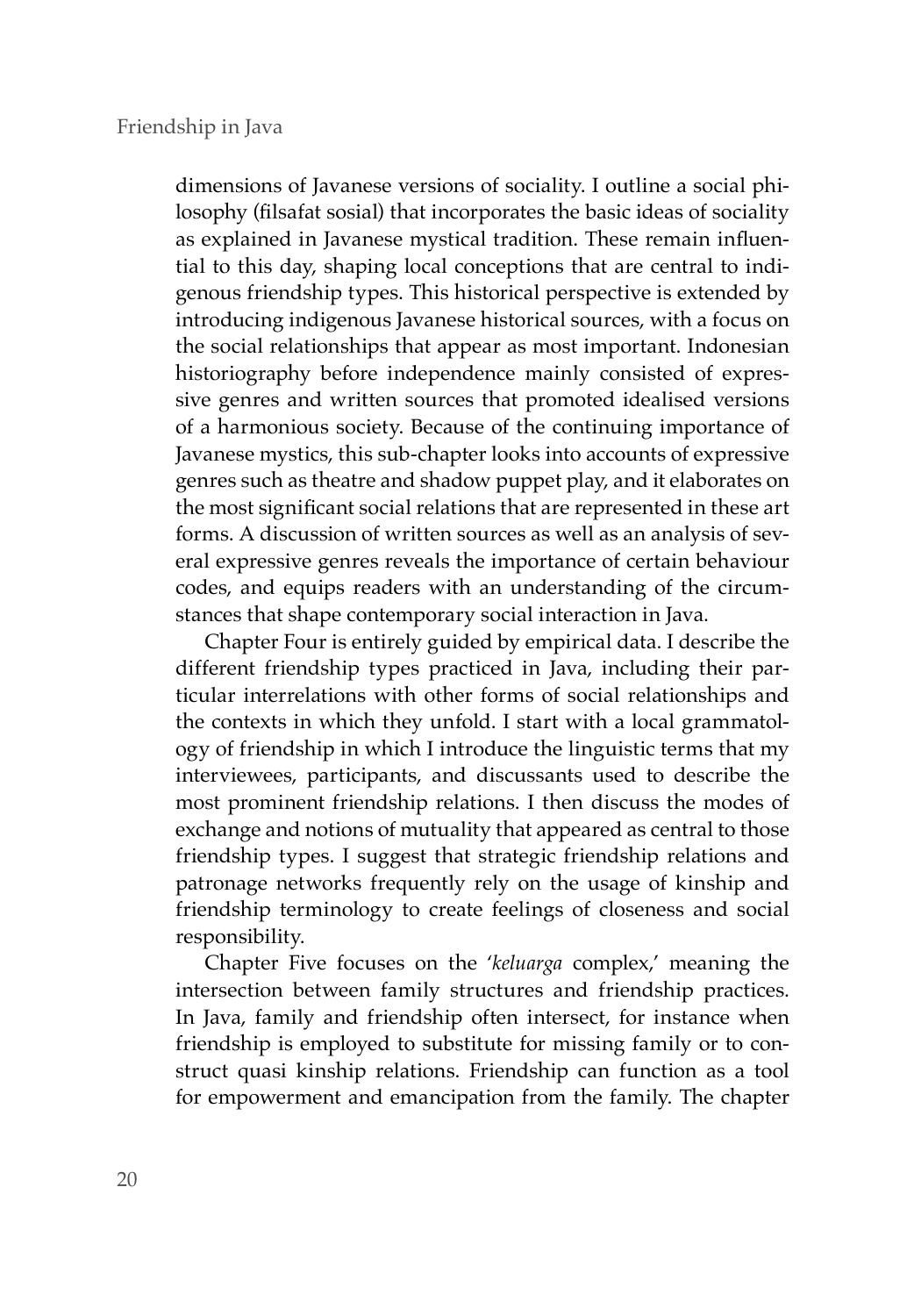dimensions of Javanese versions of sociality. I outline a social philosophy (filsafat sosial) that incorporates the basic ideas of sociality as explained in Javanese mystical tradition. These remain influential to this day, shaping local conceptions that are central to indigenous friendship types. This historical perspective is extended by introducing indigenous Javanese historical sources, with a focus on the social relationships that appear as most important. Indonesian historiography before independence mainly consisted of expressive genres and written sources that promoted idealised versions of a harmonious society. Because of the continuing importance of Javanese mystics, this sub-chapter looks into accounts of expressive genres such as theatre and shadow puppet play, and it elaborates on the most significant social relations that are represented in these art forms. A discussion of written sources as well as an analysis of several expressive genres reveals the importance of certain behaviour codes, and equips readers with an understanding of the circumstances that shape contemporary social interaction in Java.

Chapter Four is entirely guided by empirical data. I describe the different friendship types practiced in Java, including their particular interrelations with other forms of social relationships and the contexts in which they unfold. I start with a local grammatology of friendship in which I introduce the linguistic terms that my interviewees, participants, and discussants used to describe the most prominent friendship relations. I then discuss the modes of exchange and notions of mutuality that appeared as central to those friendship types. I suggest that strategic friendship relations and patronage networks frequently rely on the usage of kinship and friendship terminology to create feelings of closeness and social responsibility.

Chapter Five focuses on the '*keluarga* complex,' meaning the intersection between family structures and friendship practices. In Java, family and friendship often intersect, for instance when friendship is employed to substitute for missing family or to construct quasi kinship relations. Friendship can function as a tool for empowerment and emancipation from the family. The chapter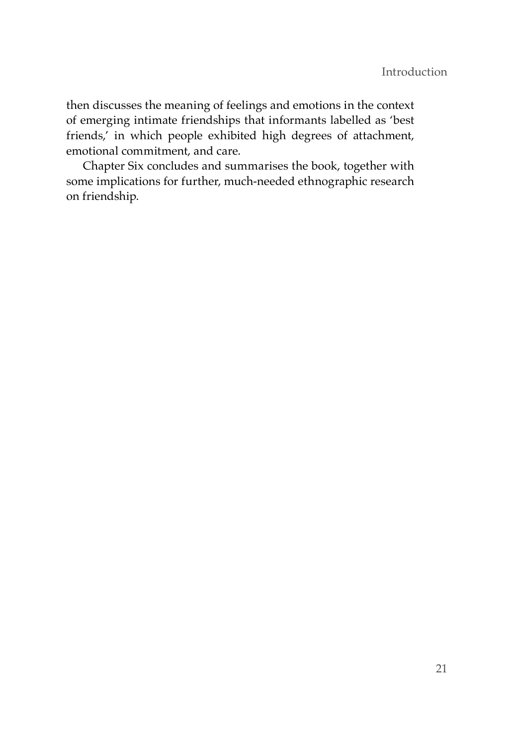then discusses the meaning of feelings and emotions in the context of emerging intimate friendships that informants labelled as 'best friends,' in which people exhibited high degrees of attachment, emotional commitment, and care.

Chapter Six concludes and summarises the book, together with some implications for further, much-needed ethnographic research on friendship.